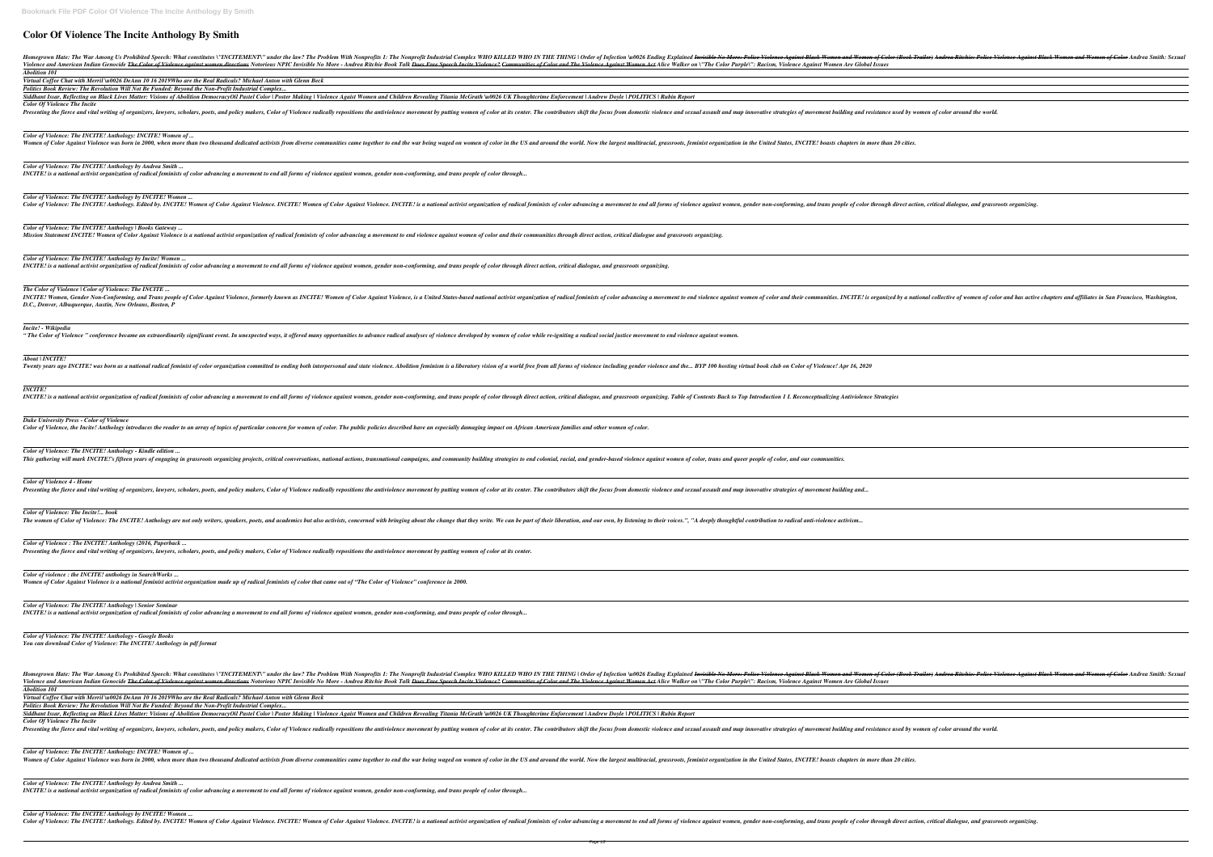# Color Of Violence The Incite Anthology By Smith

Homegrown Hate: The War Among Us Prohibited Speech: What constitutes \"INCITEMENT\" under the law? The Problem With Nonprofits 1: The Nonprofit Industrial Complex WHO KILLED WHO IN THE THING | Order of Infection \u0026 Ending Explained ~~Invisible No More: Police Violence Against Black Women and Women of Color (Book Trailer) Andrea Ritchie: Police Violence Against Black Women and Women of Color~~ Andrea Smith: Sexual Violence and American Indian Genocide ~~The Color of Violence against women directions~~ Notorious NPIC Invisible No More - Andrea Ritchie Book Talk ~~Does Free Speech Incite Violence? Communities of Color and The Violence Against Women Act~~ Alice Walker on \"The Color Purple\": Racism, Violence Against Women Are Global Issues

*Abolition 101*

*Virtual Coffee Chat with Merril \u0026 DeAnn 10 16 2019Who are the Real Radicals? Michael Anton with Glenn Beck*

*Politics Book Review: The Revolution Will Not Be Funded: Beyond the Non-Profit Industrial Complex...*

*Siddhant Issar, Reflecting on Black Lives Matter: Visions of Abolition DemocracyOil Pastel Color | Poster Making | Violence Agaist Women and Children Revealing Titania McGrath \u0026 UK Thoughtcrime Enforcement | Andrew Doyle | POLITICS | Rubin Report*

*Color Of Violence The Incite*

Presenting the fierce and vital writing of organizers, lawyers, scholars, poets, and policy makers, Color of Violence radically repositions the antiviolence movement by putting women of color at its center. The contributors shift the focus from domestic violence and sexual assault and map innovative strategies of movement building and resistance used by women of color around the world.

*Color of Violence: The INCITE! Anthology: INCITE! Women of ...*

Women of Color Against Violence was born in 2000, when more than two thousand dedicated activists from diverse communities came together to end the war being waged on women of color in the US and around the world. Now the largest multiracial, grassroots, feminist organization in the United States, INCITE! boasts chapters in more than 20 cities.

*Color of Violence: The INCITE! Anthology by Andrea Smith ...*

*INCITE! is a national activist organization of radical feminists of color advancing a movement to end all forms of violence against women, gender non-conforming, and trans people of color through...*

*Color of Violence: The INCITE! Anthology by INCITE! Women ...*

Color of Violence: The INCITE! Anthology. Edited by. INCITE! Women of Color Against Violence. INCITE! Women of Color Against Violence. INCITE! is a national activist organization of radical feminists of color advancing a movement to end all forms of violence against women, gender non-conforming, and trans people of color through direct action, critical dialogue, and grassroots organizing.

*Color of Violence: The INCITE! Anthology | Books Gateway ...*

*Mission Statement INCITE! Women of Color Against Violence is a national activist organization of radical feminists of color advancing a movement to end violence against women of color and their communities through direct action, critical dialogue and grassroots organizing.*

*Color of Violence: The INCITE! Anthology by Incite! Women ...*

*INCITE! is a national activist organization of radical feminists of color advancing a movement to end all forms of violence against women, gender non-conforming, and trans people of color through direct action, critical dialogue, and grassroots organizing.*

*The Color of Violence | Color of Violence: The INCITE ...*

*INCITE! Women, Gender Non-Conforming, and Trans people of Color Against Violence, formerly known as INCITE! Women of Color Against Violence, is a United States-based national activist organization of radical feminists of color advancing a movement to end violence against women of color and their communities. INCITE! is organized by a national collective of women of color and has active chapters and affiliates in San Francisco, Washington, D.C., Denver, Albuquerque, Austin, New Orleans, Boston, P*

*Incite! - Wikipedia*

*" The Color of Violence " conference became an extraordinarily significant event. In unexpected ways, it offered many opportunities to advance radical analyses of violence developed by women of color while re-igniting a radical social justice movement to end violence against women.*

*About | INCITE!*

Twenty years ago INCITE! was born as a national radical feminist of color organization committed to ending both interpersonal and state violence. Abolition feminism is a liberatory vision of a world free from all forms of violence including gender violence and the... BYP 100 hosting virtual book club on Color of Violence! Apr 16, 2020

*INCITE!*

INCITE! is a national activist organization of radical feminists of color advancing a movement to end all forms of violence against women, gender non-conforming, and trans people of color through direct action, critical dialogue, and grassroots organizing. Table of Contents Back to Top Introduction 1 I. Reconceptualizing Antiviolence Strategies

*Duke University Press - Color of Violence*

Color of Violence, the Incite! Anthology introduces the reader to an array of topics of particular concern for women of color. The public policies described have an especially damaging impact on African American families and other women of color.

*Color of Violence: The INCITE! Anthology - Kindle edition ...*

This gathering will mark INCITE!'s fifteen years of engaging in grassroots organizing projects, critical conversations, national actions, transnational campaigns, and community building strategies to end colonial, racial, and gender-based violence against women of color, trans and queer people of color, and our communities.

*Color of Violence 4 - Home*

Presenting the fierce and vital writing of organizers, lawyers, scholars, poets, and policy makers, Color of Violence radically repositions the antiviolence movement by putting women of color at its center. The contributors shift the focus from domestic violence and sexual assault and map innovative strategies of movement building and...

*Color of Violence: The Incite!... book*

The women of Color of Violence: The INCITE! Anthology are not only writers, speakers, poets, and academics but also activists, concerned with bringing about the change that they write. We can be part of their liberation, and our own, by listening to their voices.", "A deeply thoughtful contribution to radical anti-violence activism...

*Color of Violence : The INCITE! Anthology (2016, Paperback ...*

*Presenting the fierce and vital writing of organizers, lawyers, scholars, poets, and policy makers, Color of Violence radically repositions the antiviolence movement by putting women of color at its center.*

*Color of violence : the INCITE! anthology in SearchWorks ...*

*Women of Color Against Violence is a national feminist activist organization made up of radical feminists of color that came out of "The Color of Violence" conference in 2000.*

*Color of Violence: The INCITE! Anthology | Senior Seminar*

*INCITE! is a national activist organization of radical feminists of color advancing a movement to end all forms of violence against women, gender non-conforming, and trans people of color through...*

*Color of Violence: The INCITE! Anthology - Google Books*

*You can download Color of Violence: The INCITE! Anthology in pdf format*

Homegrown Hate: The War Among Us Prohibited Speech: What constitutes \"INCITEMENT\" under the law? The Problem With Nonprofits 1: The Nonprofit Industrial Complex WHO KILLED WHO IN THE THING | Order of Infection \u0026 Ending Explained ~~Invisible No More: Police Violence Against Black Women and Women of Color (Book Trailer) Andrea Ritchie: Police Violence Against Black Women and Women of Color~~ Andrea Smith: Sexual Violence and American Indian Genocide ~~The Color of Violence against women directions~~ Notorious NPIC Invisible No More - Andrea Ritchie Book Talk ~~Does Free Speech Incite Violence? Communities of Color and The Violence Against Women Act~~ Alice Walker on \"The Color Purple\": Racism, Violence Against Women Are Global Issues

*Abolition 101*

*Virtual Coffee Chat with Merril \u0026 DeAnn 10 16 2019Who are the Real Radicals? Michael Anton with Glenn Beck*

*Politics Book Review: The Revolution Will Not Be Funded: Beyond the Non-Profit Industrial Complex...*

*Siddhant Issar, Reflecting on Black Lives Matter: Visions of Abolition DemocracyOil Pastel Color | Poster Making | Violence Agaist Women and Children Revealing Titania McGrath \u0026 UK Thoughtcrime Enforcement | Andrew Doyle | POLITICS | Rubin Report*

*Color Of Violence The Incite*

Presenting the fierce and vital writing of organizers, lawyers, scholars, poets, and policy makers, Color of Violence radically repositions the antiviolence movement by putting women of color at its center. The contributors shift the focus from domestic violence and sexual assault and map innovative strategies of movement building and resistance used by women of color around the world.

*Color of Violence: The INCITE! Anthology: INCITE! Women of ...*

Women of Color Against Violence was born in 2000, when more than two thousand dedicated activists from diverse communities came together to end the war being waged on women of color in the US and around the world. Now the largest multiracial, grassroots, feminist organization in the United States, INCITE! boasts chapters in more than 20 cities.

*Color of Violence: The INCITE! Anthology by Andrea Smith ...*

*INCITE! is a national activist organization of radical feminists of color advancing a movement to end all forms of violence against women, gender non-conforming, and trans people of color through...*

*Color of Violence: The INCITE! Anthology by INCITE! Women ...*

Color of Violence: The INCITE! Anthology. Edited by. INCITE! Women of Color Against Violence. INCITE! Women of Color Against Violence. INCITE! is a national activist organization of radical feminists of color advancing a movement to end all forms of violence against women, gender non-conforming, and trans people of color through direct action, critical dialogue, and grassroots organizing.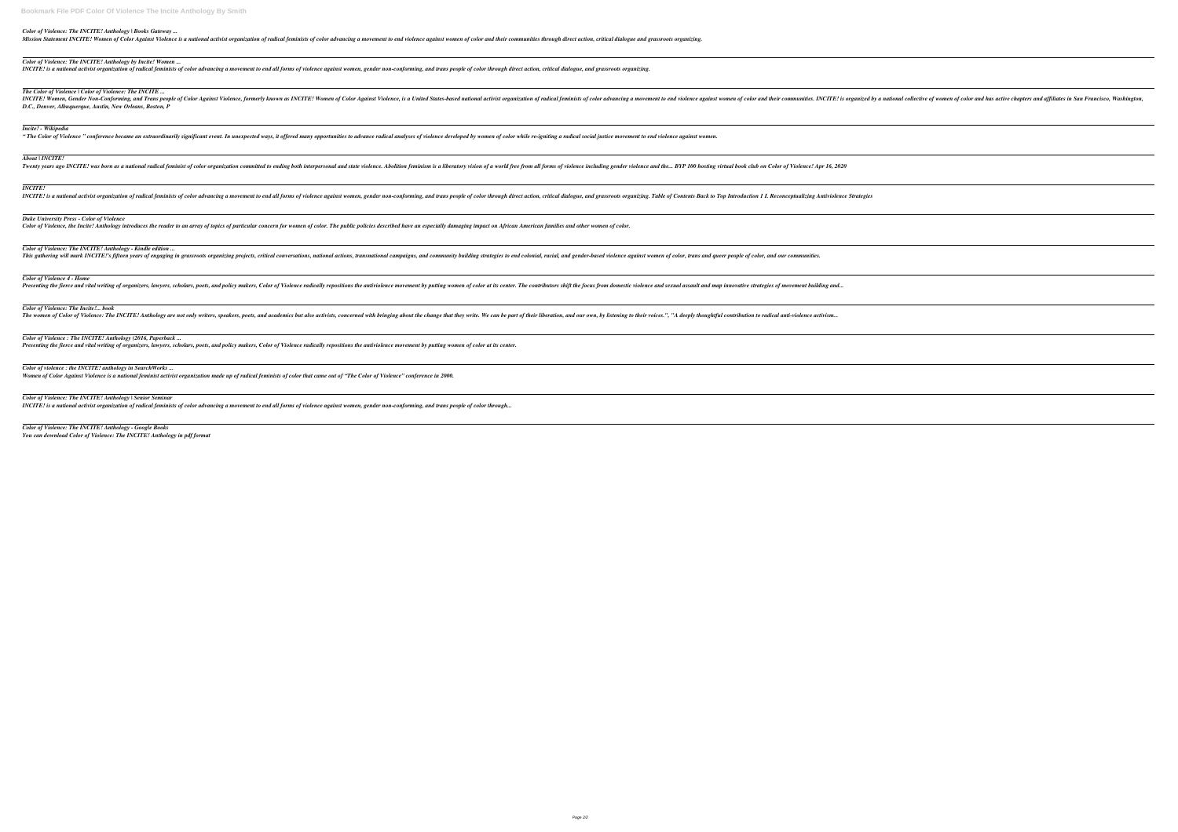*Color of Violence: The INCITE! Anthology | Books Gateway ...*

*Mission Statement INCITE! Women of Color Against Violence is a national activist organization of radical feminists of color advancing a movement to end violence against women of color and their communities through direct action, critical dialogue and grassroots organizing.*

*Color of Violence: The INCITE! Anthology by Incite! Women ...*

*INCITE! is a national activist organization of radical feminists of color advancing a movement to end all forms of violence against women, gender non-conforming, and trans people of color through direct action, critical dialogue, and grassroots organizing.*

*The Color of Violence | Color of Violence: The INCITE ...*

*INCITE! Women, Gender Non-Conforming, and Trans people of Color Against Violence, formerly known as INCITE! Women of Color Against Violence, is a United States-based national activist organization of radical feminists of color advancing a movement to end violence against women of color and their communities. INCITE! is organized by a national collective of women of color and has active chapters and affiliates in San Francisco, Washington, D.C., Denver, Albuquerque, Austin, New Orleans, Boston, P*

*Incite! - Wikipedia*

*" The Color of Violence " conference became an extraordinarily significant event. In unexpected ways, it offered many opportunities to advance radical analyses of violence developed by women of color while re-igniting a radical social justice movement to end violence against women.*

*About | INCITE!*

*Twenty years ago INCITE! was born as a national radical feminist of color organization committed to ending both interpersonal and state violence. Abolition feminism is a liberatory vision of a world free from all forms of violence including gender violence and the... BYP 100 hosting virtual book club on Color of Violence! Apr 16, 2020*

*INCITE!*

*INCITE! is a national activist organization of radical feminists of color advancing a movement to end all forms of violence against women, gender non-conforming, and trans people of color through direct action, critical dialogue, and grassroots organizing. Table of Contents Back to Top Introduction 1 I. Reconceptualizing Antiviolence Strategies*

*Duke University Press - Color of Violence*

*Color of Violence, the Incite! Anthology introduces the reader to an array of topics of particular concern for women of color. The public policies described have an especially damaging impact on African American families and other women of color.*

*Color of Violence: The INCITE! Anthology - Kindle edition ...*

*This gathering will mark INCITE!'s fifteen years of engaging in grassroots organizing projects, critical conversations, national actions, transnational campaigns, and community building strategies to end colonial, racial, and gender-based violence against women of color, trans and queer people of color, and our communities.*

*Color of Violence 4 - Home*

*Presenting the fierce and vital writing of organizers, lawyers, scholars, poets, and policy makers, Color of Violence radically repositions the antiviolence movement by putting women of color at its center. The contributors shift the focus from domestic violence and sexual assault and map innovative strategies of movement building and...*

*Color of Violence: The Incite!... book*

*The women of Color of Violence: The INCITE! Anthology are not only writers, speakers, poets, and academics but also activists, concerned with bringing about the change that they write. We can be part of their liberation, and our own, by listening to their voices.", "A deeply thoughtful contribution to radical anti-violence activism...*

*Color of Violence : The INCITE! Anthology (2016, Paperback ...*

*Presenting the fierce and vital writing of organizers, lawyers, scholars, poets, and policy makers, Color of Violence radically repositions the antiviolence movement by putting women of color at its center.*

*Color of violence : the INCITE! anthology in SearchWorks ...*

*Women of Color Against Violence is a national feminist activist organization made up of radical feminists of color that came out of "The Color of Violence" conference in 2000.*

*Color of Violence: The INCITE! Anthology | Senior Seminar*

*INCITE! is a national activist organization of radical feminists of color advancing a movement to end all forms of violence against women, gender non-conforming, and trans people of color through...*

*Color of Violence: The INCITE! Anthology - Google Books*

*You can download Color of Violence: The INCITE! Anthology in pdf format*